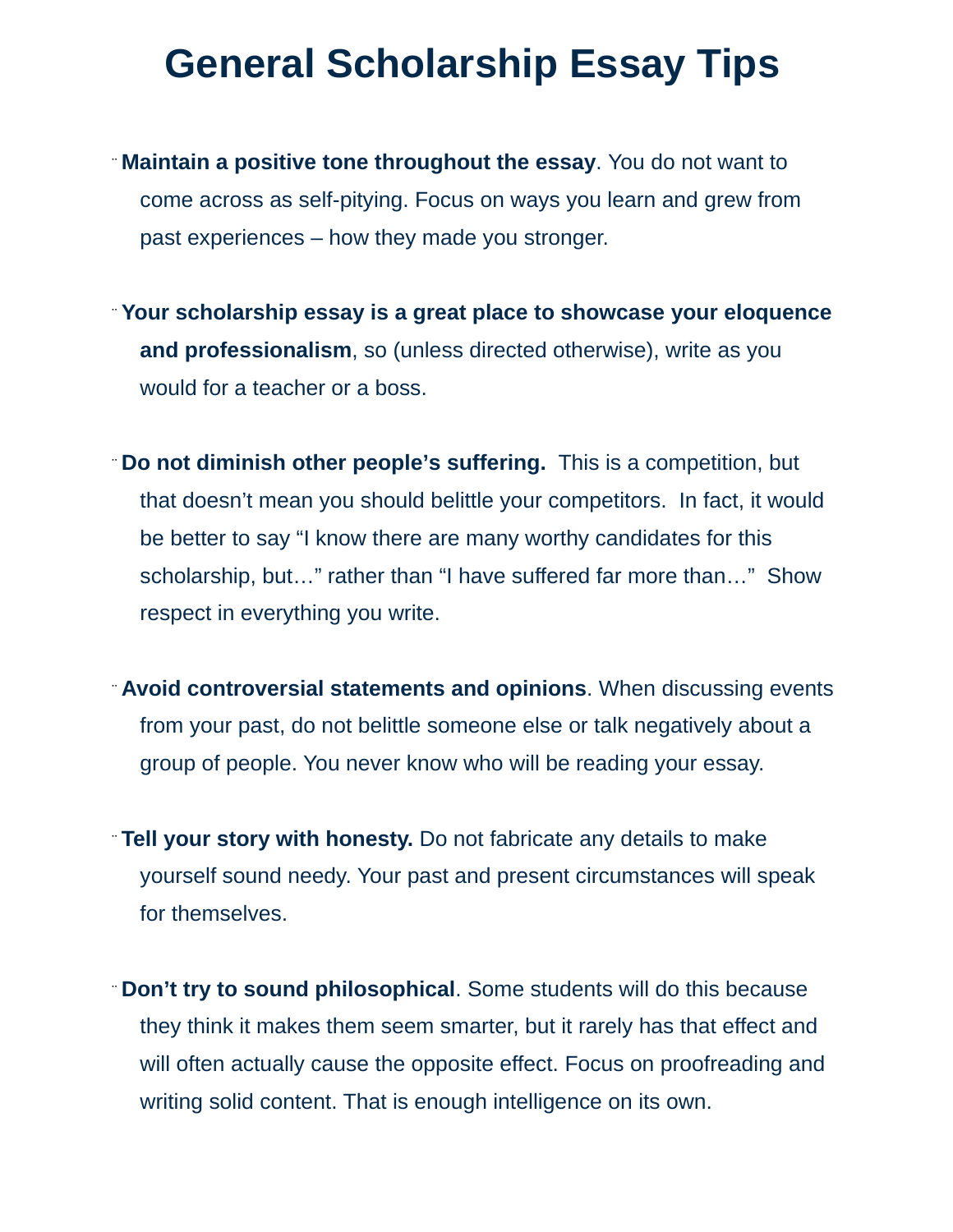# General Scholarship Essay Tips

- **Maintain a positive tone throughout the essay**. You do not want to come across as self-pitying. Focus on ways you learn and grew from past experiences – how they made you stronger.

- **Your scholarship essay is a great place to showcase your eloquence and professionalism**, so (unless directed otherwise), write as you would for a teacher or a boss.

- **Do not diminish other people's suffering.** This is a competition, but that doesn't mean you should belittle your competitors. In fact, it would be better to say "I know there are many worthy candidates for this scholarship, but…" rather than "I have suffered far more than…" Show respect in everything you write.

- **Avoid controversial statements and opinions**. When discussing events from your past, do not belittle someone else or talk negatively about a group of people. You never know who will be reading your essay.

- **Tell your story with honesty.** Do not fabricate any details to make yourself sound needy. Your past and present circumstances will speak for themselves.

- **Don't try to sound philosophical**. Some students will do this because they think it makes them seem smarter, but it rarely has that effect and will often actually cause the opposite effect. Focus on proofreading and writing solid content. That is enough intelligence on its own.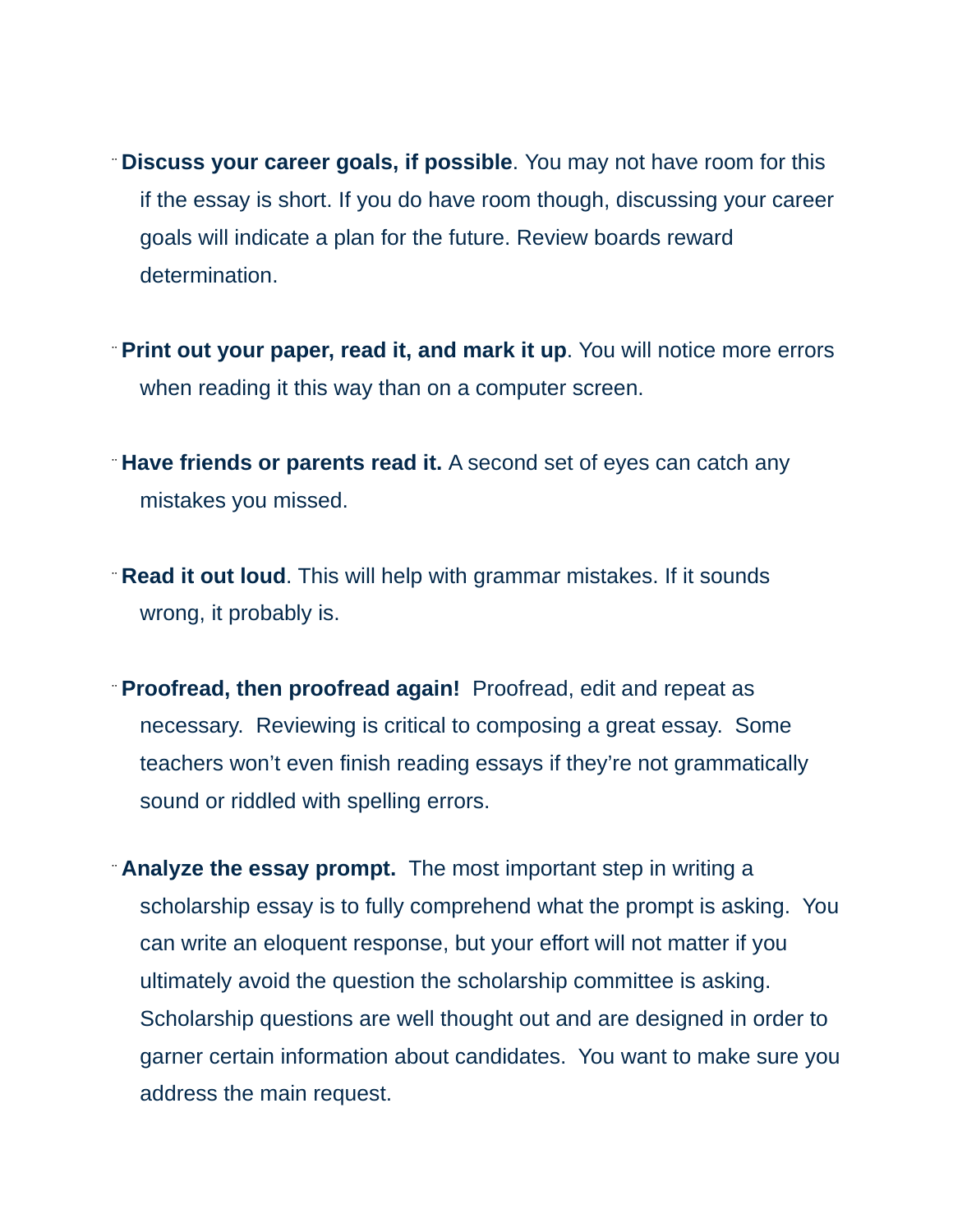- **Discuss your career goals, if possible**. You may not have room for this if the essay is short. If you do have room though, discussing your career goals will indicate a plan for the future. Review boards reward determination.

- **Print out your paper, read it, and mark it up**. You will notice more errors when reading it this way than on a computer screen.

- **Have friends or parents read it.** A second set of eyes can catch any mistakes you missed.

- **Read it out loud**. This will help with grammar mistakes. If it sounds wrong, it probably is.

- **Proofread, then proofread again!** Proofread, edit and repeat as necessary. Reviewing is critical to composing a great essay. Some teachers won't even finish reading essays if they're not grammatically sound or riddled with spelling errors.

- **Analyze the essay prompt.** The most important step in writing a scholarship essay is to fully comprehend what the prompt is asking. You can write an eloquent response, but your effort will not matter if you ultimately avoid the question the scholarship committee is asking. Scholarship questions are well thought out and are designed in order to garner certain information about candidates. You want to make sure you address the main request.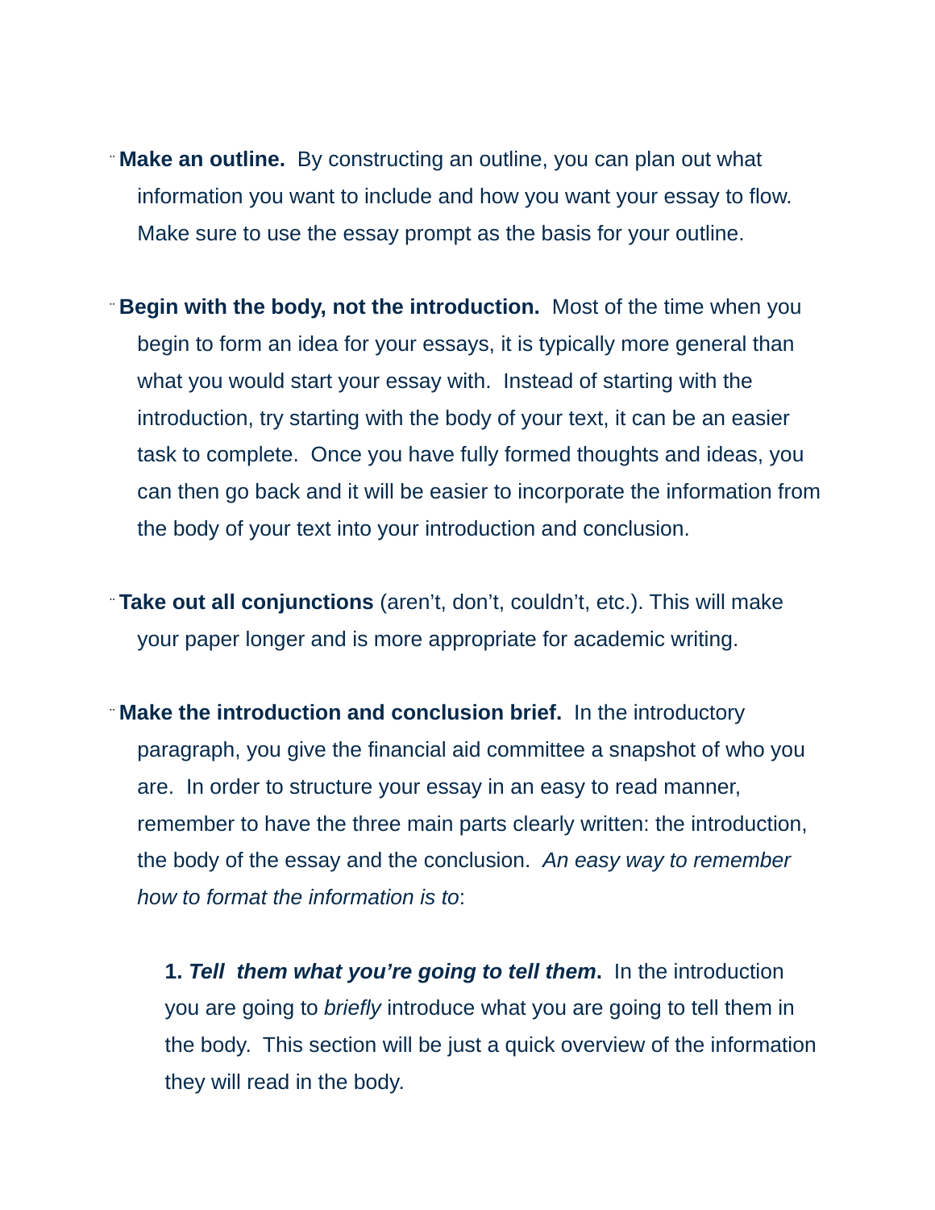- **Make an outline.** By constructing an outline, you can plan out what information you want to include and how you want your essay to flow. Make sure to use the essay prompt as the basis for your outline.

- **Begin with the body, not the introduction.** Most of the time when you begin to form an idea for your essays, it is typically more general than what you would start your essay with. Instead of starting with the introduction, try starting with the body of your text, it can be an easier task to complete. Once you have fully formed thoughts and ideas, you can then go back and it will be easier to incorporate the information from the body of your text into your introduction and conclusion.

- **Take out all conjunctions** (aren't, don't, couldn't, etc.). This will make your paper longer and is more appropriate for academic writing.

- **Make the introduction and conclusion brief.** In the introductory paragraph, you give the financial aid committee a snapshot of who you are. In order to structure your essay in an easy to read manner, remember to have the three main parts clearly written: the introduction, the body of the essay and the conclusion. *An easy way to remember how to format the information is to*:

    **1. *Tell them what you're going to tell them*.** In the introduction you are going to *briefly* introduce what you are going to tell them in the body. This section will be just a quick overview of the information they will read in the body.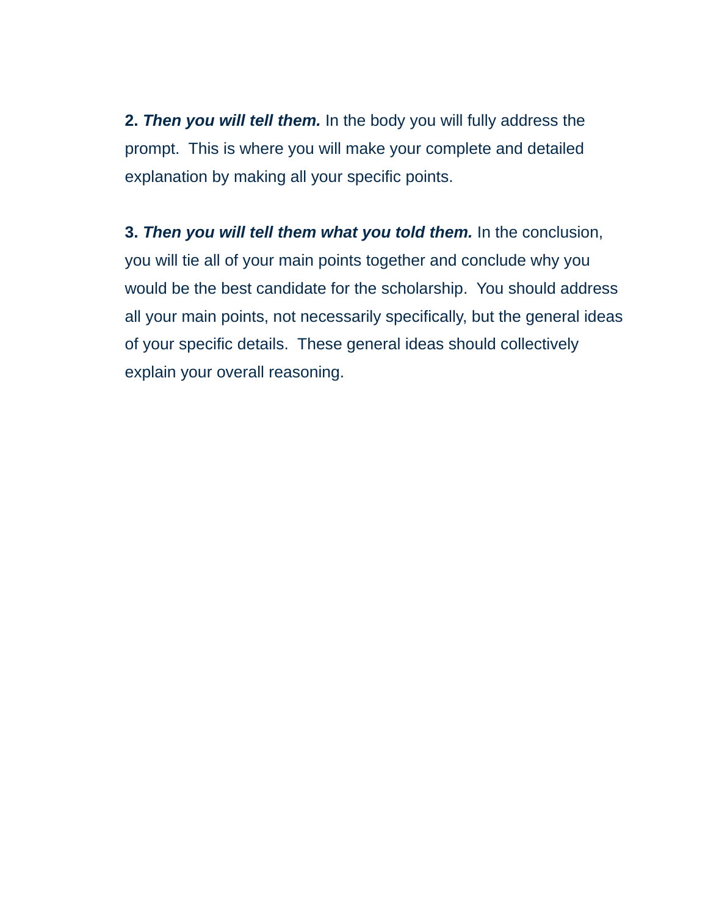**2. *Then you will tell them.*** In the body you will fully address the prompt. This is where you will make your complete and detailed explanation by making all your specific points.

**3. *Then you will tell them what you told them.*** In the conclusion, you will tie all of your main points together and conclude why you would be the best candidate for the scholarship. You should address all your main points, not necessarily specifically, but the general ideas of your specific details. These general ideas should collectively explain your overall reasoning.